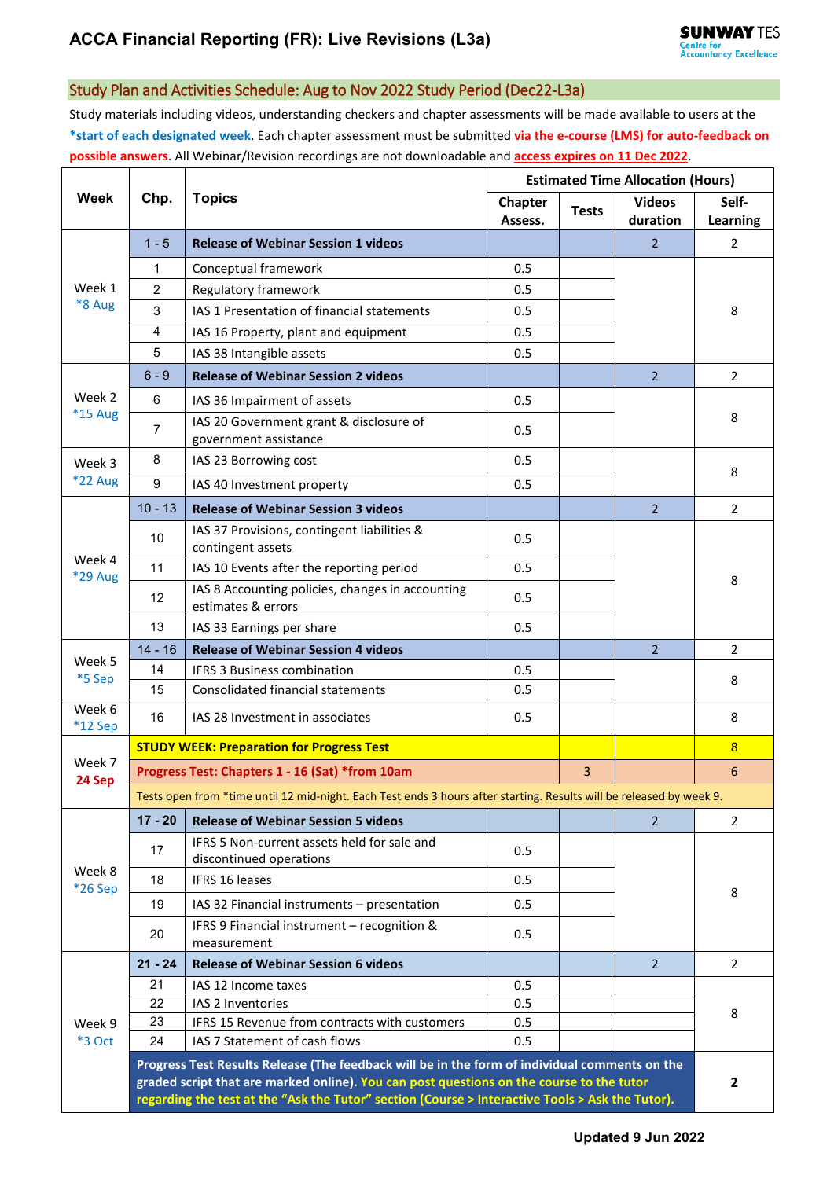# ACCA Financial Reporting (FR): Live Revisions (L3a)

## Study Plan and Activities Schedule: Aug to Nov 2022 Study Period (Dec22-L3a)

Study materials including videos, understanding checkers and chapter assessments will be made available to users at the ***start of each designated week**. Each chapter assessment must be submitted **via the e-course (LMS) for auto-feedback on possible answers**. All Webinar/Revision recordings are not downloadable and **access expires on 11 Dec 2022**.

| Week | Chp. | Topics | Estimated Time Allocation (Hours) | | | |
|---|---|---|---|---|---|---|
| | | | Chapter Assess. | Tests | Videos duration | Self-Learning |
| Week 1 *8 Aug | 1 - 5 | **Release of Webinar Session 1 videos** | | | 2 | 2 |
| | 1 | Conceptual framework | 0.5 | | | 8 |
| | 2 | Regulatory framework | 0.5 | | | |
| | 3 | IAS 1 Presentation of financial statements | 0.5 | | | |
| | 4 | IAS 16 Property, plant and equipment | 0.5 | | | |
| | 5 | IAS 38 Intangible assets | 0.5 | | | |
| Week 2 *15 Aug | 6 - 9 | **Release of Webinar Session 2 videos** | | | 2 | 2 |
| | 6 | IAS 36 Impairment of assets | 0.5 | | | 8 |
| | 7 | IAS 20 Government grant & disclosure of government assistance | 0.5 | | | |
| Week 3 *22 Aug | 8 | IAS 23 Borrowing cost | 0.5 | | | 8 |
| | 9 | IAS 40 Investment property | 0.5 | | | |
| Week 4 *29 Aug | 10 - 13 | **Release of Webinar Session 3 videos** | | | 2 | 2 |
| | 10 | IAS 37 Provisions, contingent liabilities & contingent assets | 0.5 | | | 8 |
| | 11 | IAS 10 Events after the reporting period | 0.5 | | | |
| | 12 | IAS 8 Accounting policies, changes in accounting estimates & errors | 0.5 | | | |
| | 13 | IAS 33 Earnings per share | 0.5 | | | |
| Week 5 *5 Sep | 14 - 16 | **Release of Webinar Session 4 videos** | | | 2 | 2 |
| | 14 | IFRS 3 Business combination | 0.5 | | | 8 |
| | 15 | Consolidated financial statements | 0.5 | | | |
| Week 6 *12 Sep | 16 | IAS 28 Investment in associates | 0.5 | | | 8 |
| Week 7 **24 Sep** | **STUDY WEEK: Preparation for Progress Test** | | | | | 8 |
| | **Progress Test: Chapters 1 - 16 (Sat) *from 10am** | | | 3 | | 6 |
| | Tests open from *time until 12 mid-night. Each Test ends 3 hours after starting. Results will be released by week 9. | | | | | |
| Week 8 *26 Sep | **17 - 20** | **Release of Webinar Session 5 videos** | | | 2 | 2 |
| | 17 | IFRS 5 Non-current assets held for sale and discontinued operations | 0.5 | | | 8 |
| | 18 | IFRS 16 leases | 0.5 | | | |
| | 19 | IAS 32 Financial instruments – presentation | 0.5 | | | |
| | 20 | IFRS 9 Financial instrument – recognition & measurement | 0.5 | | | |
| Week 9 *3 Oct | **21 - 24** | **Release of Webinar Session 6 videos** | | | 2 | 2 |
| | 21 | IAS 12 Income taxes | 0.5 | | | 8 |
| | 22 | IAS 2 Inventories | 0.5 | | | |
| | 23 | IFRS 15 Revenue from contracts with customers | 0.5 | | | |
| | 24 | IAS 7 Statement of cash flows | 0.5 | | | |
| | **Progress Test Results Release (The feedback will be in the form of individual comments on the graded script that are marked online). You can post questions on the course to the tutor regarding the test at the "Ask the Tutor" section (Course > Interactive Tools > Ask the Tutor).** | | | | | **2** |

**Updated 9 Jun 2022**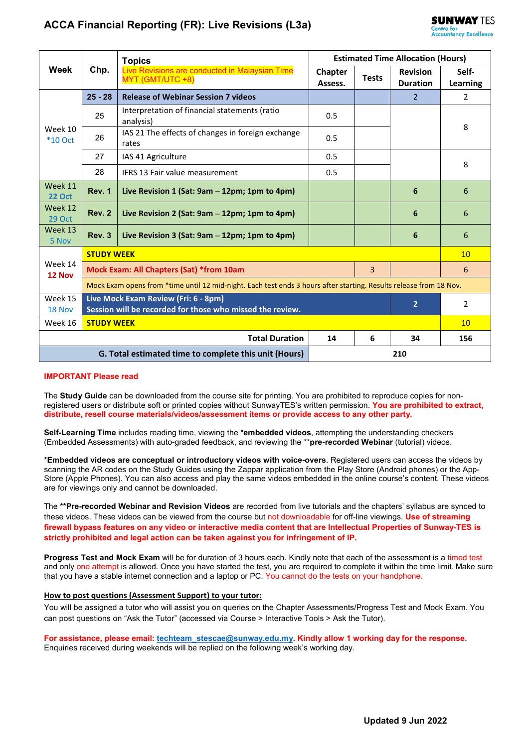# ACCA Financial Reporting (FR): Live Revisions (L3a)

| Week | Chp. | Topics<br>Live Revisions are conducted in Malaysian Time MYT (GMT/UTC +8) | Estimated Time Allocation (Hours) | | | |
|---|---|---|---|---|---|---|
| | | | Chapter Assess. | Tests | Revision Duration | Self-Learning |
| Week 10<br>*10 Oct | 25 - 28 | **Release of Webinar Session 7 videos** | | | 2 | 2 |
| | 25 | Interpretation of financial statements (ratio analysis) | 0.5 | | | 8 |
| | 26 | IAS 21 The effects of changes in foreign exchange rates | 0.5 | | | |
| | 27 | IAS 41 Agriculture | 0.5 | | | 8 |
| | 28 | IFRS 13 Fair value measurement | 0.5 | | | |
| Week 11<br>22 Oct | **Rev. 1** | **Live Revision 1 (Sat: 9am – 12pm; 1pm to 4pm)** | | | **6** | 6 |
| Week 12<br>29 Oct | **Rev. 2** | **Live Revision 2 (Sat: 9am – 12pm; 1pm to 4pm)** | | | **6** | 6 |
| Week 13<br>5 Nov | **Rev. 3** | **Live Revision 3 (Sat: 9am – 12pm; 1pm to 4pm)** | | | **6** | 6 |
| Week 14<br>**12 Nov** | **STUDY WEEK** | | | | | 10 |
| | **Mock Exam: All Chapters (Sat) *from 10am** | | | 3 | | 6 |
| | Mock Exam opens from *time until 12 mid-night. Each test ends 3 hours after starting. Results release from 18 Nov. | | | | | |
| Week 15<br>18 Nov | **Live Mock Exam Review (Fri: 6 - 8pm)**<br>**Session will be recorded for those who missed the review.** | | | | **2** | 2 |
| Week 16 | **STUDY WEEK** | | | | | 10 |
| | | **Total Duration** | **14** | **6** | **34** | **156** |
| **G. Total estimated time to complete this unit (Hours)** | | | **210** | | | |

**IMPORTANT Please read**

The **Study Guide** can be downloaded from the course site for printing. You are prohibited to reproduce copies for non-registered users or distribute soft or printed copies without SunwayTES's written permission. **You are prohibited to extract, distribute, resell course materials/videos/assessment items or provide access to any other party.**

**Self-Learning Time** includes reading time, viewing the ***embedded videos**, attempting the understanding checkers (Embedded Assessments) with auto-graded feedback, and reviewing the ****pre-recorded Webinar** (tutorial) videos.

***Embedded videos are conceptual or introductory videos with voice-overs**. Registered users can access the videos by scanning the AR codes on the Study Guides using the Zappar application from the Play Store (Android phones) or the App-Store (Apple Phones). You can also access and play the same videos embedded in the online course's content. These videos are for viewings only and cannot be downloaded.

The ****Pre-recorded Webinar and Revision Videos** are recorded from live tutorials and the chapters' syllabus are synced to these videos. These videos can be viewed from the course but not downloadable for off-line viewings. **Use of streaming firewall bypass features on any video or interactive media content that are Intellectual Properties of Sunway-TES is strictly prohibited and legal action can be taken against you for infringement of IP.**

**Progress Test and Mock Exam** will be for duration of 3 hours each. Kindly note that each of the assessment is a timed test and only one attempt is allowed. Once you have started the test, you are required to complete it within the time limit. Make sure that you have a stable internet connection and a laptop or PC. You cannot do the tests on your handphone.

**How to post questions (Assessment Support) to your tutor:**

You will be assigned a tutor who will assist you on queries on the Chapter Assessments/Progress Test and Mock Exam. You can post questions on "Ask the Tutor" (accessed via Course > Interactive Tools > Ask the Tutor).

**For assistance, please email: techteam_stescae@sunway.edu.my. Kindly allow 1 working day for the response.**
Enquiries received during weekends will be replied on the following week's working day.

**Updated 9 Jun 2022**